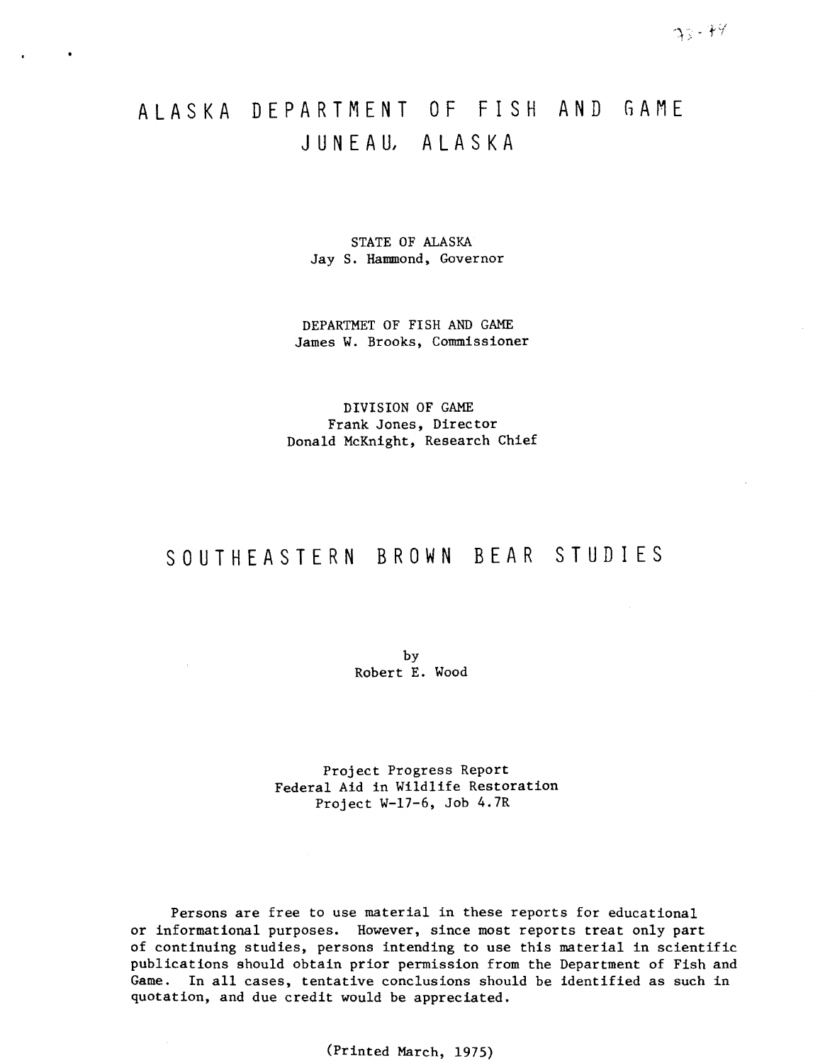# ALASKA DEPARTMENT OF FISH AND GAME
# JUNEAU, ALASKA

STATE OF ALASKA
Jay S. Hammond, Governor

DEPARTMET OF FISH AND GAME
James W. Brooks, Commissioner

DIVISION OF GAME
Frank Jones, Director
Donald McKnight, Research Chief

# SOUTHEASTERN BROWN BEAR STUDIES

by
Robert E. Wood

Project Progress Report
Federal Aid in Wildlife Restoration
Project W-17-6, Job 4.7R

Persons are free to use material in these reports for educational or informational purposes. However, since most reports treat only part of continuing studies, persons intending to use this material in scientific publications should obtain prior permission from the Department of Fish and Game. In all cases, tentative conclusions should be identified as such in quotation, and due credit would be appreciated.

(Printed March, 1975)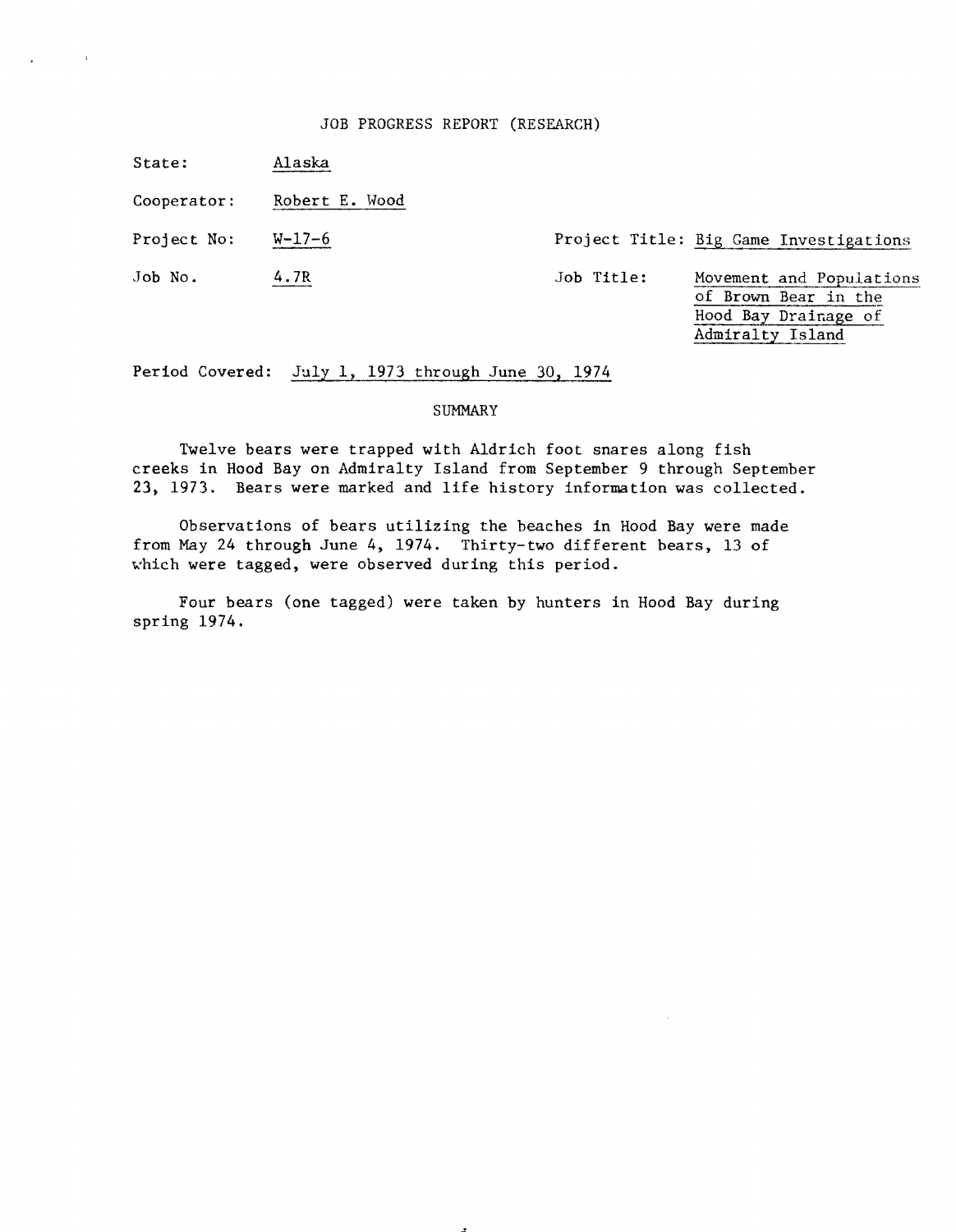# JOB PROGRESS REPORT (RESEARCH)

State: Alaska

Cooperator: Robert E. Wood

Project No: W-17-6

Project Title: Big Game Investigations

Job No. 4.7R

Job Title: Movement and Populations of Brown Bear in the Hood Bay Drainage of Admiralty Island

Period Covered: July 1, 1973 through June 30, 1974

## SUMMARY

Twelve bears were trapped with Aldrich foot snares along fish creeks in Hood Bay on Admiralty Island from September 9 through September 23, 1973. Bears were marked and life history information was collected.

Observations of bears utilizing the beaches in Hood Bay were made from May 24 through June 4, 1974. Thirty-two different bears, 13 of which were tagged, were observed during this period.

Four bears (one tagged) were taken by hunters in Hood Bay during spring 1974.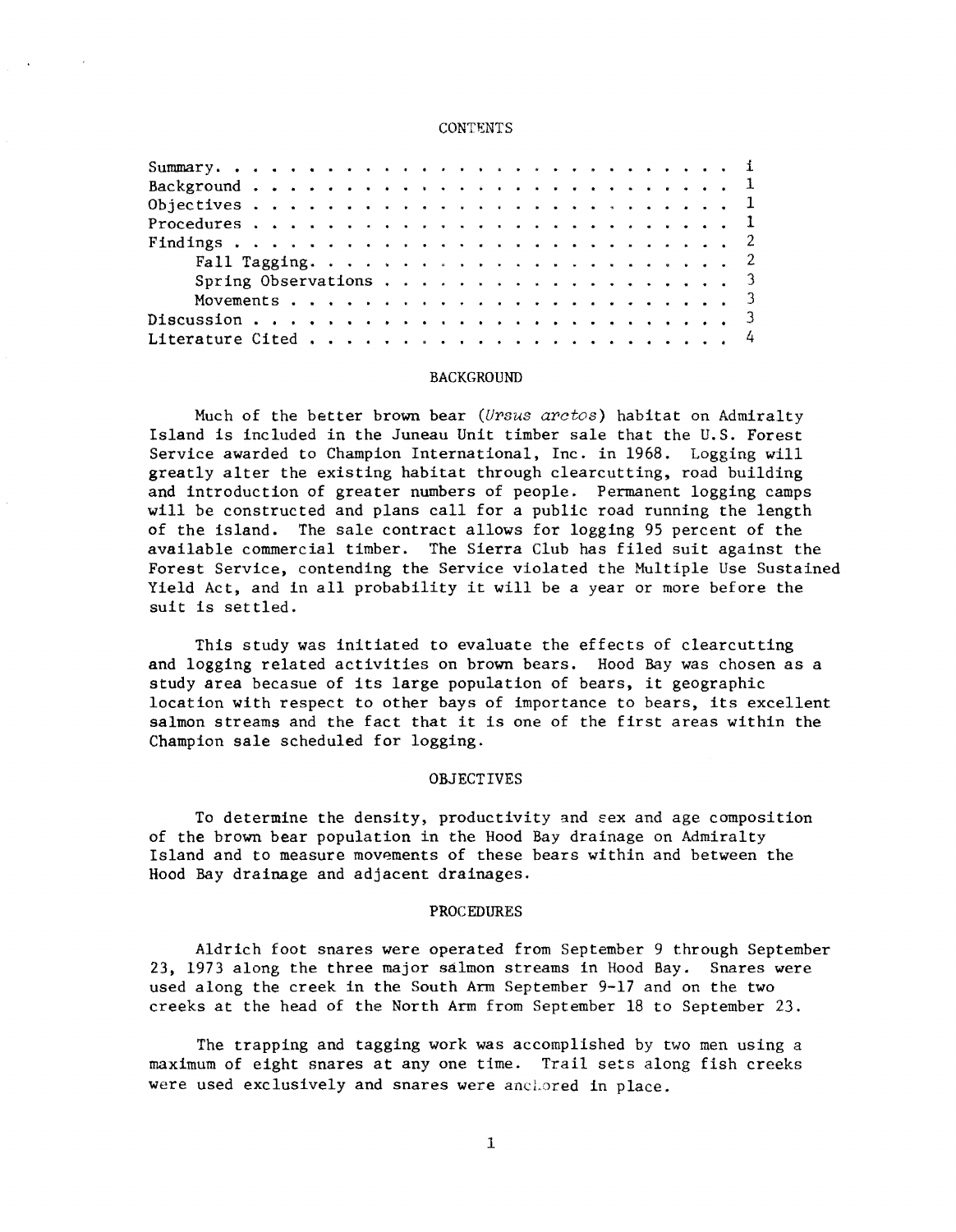# CONTENTS

| | |
|---|---|
| Summary | i |
| Background | 1 |
| Objectives | 1 |
| Procedures | 1 |
| Findings | 2 |
| Fall Tagging | 2 |
| Spring Observations | 3 |
| Movements | 3 |
| Discussion | 3 |
| Literature Cited | 4 |

## BACKGROUND

Much of the better brown bear (*Ursus arctos*) habitat on Admiralty Island is included in the Juneau Unit timber sale that the U.S. Forest Service awarded to Champion International, Inc. in 1968. Logging will greatly alter the existing habitat through clearcutting, road building and introduction of greater numbers of people. Permanent logging camps will be constructed and plans call for a public road running the length of the island. The sale contract allows for logging 95 percent of the available commercial timber. The Sierra Club has filed suit against the Forest Service, contending the Service violated the Multiple Use Sustained Yield Act, and in all probability it will be a year or more before the suit is settled.

This study was initiated to evaluate the effects of clearcutting and logging related activities on brown bears. Hood Bay was chosen as a study area becasue of its large population of bears, it geographic location with respect to other bays of importance to bears, its excellent salmon streams and the fact that it is one of the first areas within the Champion sale scheduled for logging.

## OBJECTIVES

To determine the density, productivity and sex and age composition of the brown bear population in the Hood Bay drainage on Admiralty Island and to measure movements of these bears within and between the Hood Bay drainage and adjacent drainages.

## PROCEDURES

Aldrich foot snares were operated from September 9 through September 23, 1973 along the three major salmon streams in Hood Bay. Snares were used along the creek in the South Arm September 9-17 and on the two creeks at the head of the North Arm from September 18 to September 23.

The trapping and tagging work was accomplished by two men using a maximum of eight snares at any one time. Trail sets along fish creeks were used exclusively and snares were anchored in place.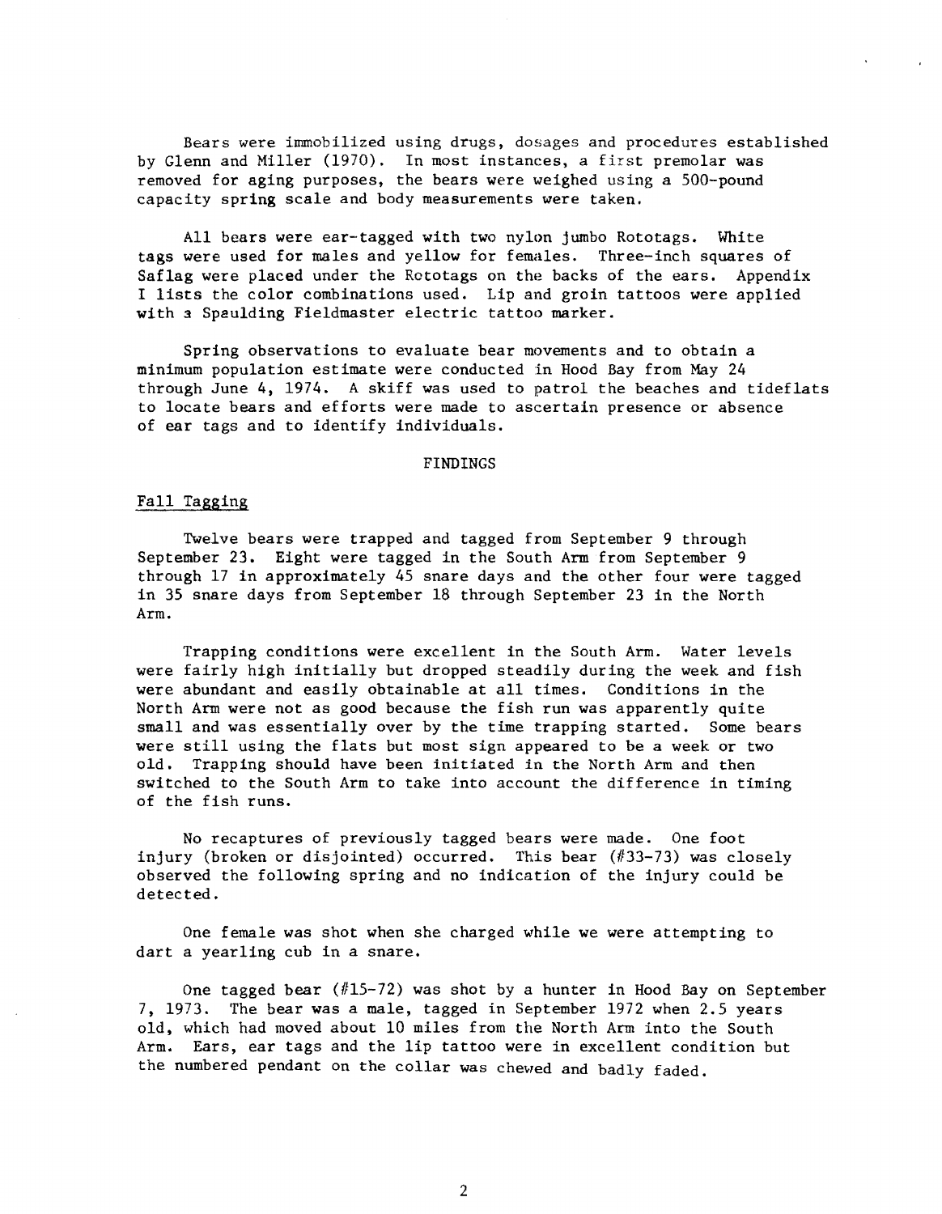Bears were immobilized using drugs, dosages and procedures established by Glenn and Miller (1970). In most instances, a first premolar was removed for aging purposes, the bears were weighed using a 500-pound capacity spring scale and body measurements were taken.

All bears were ear-tagged with two nylon jumbo Rototags. White tags were used for males and yellow for females. Three-inch squares of Saflag were placed under the Rototags on the backs of the ears. Appendix I lists the color combinations used. Lip and groin tattoos were applied with a Spaulding Fieldmaster electric tattoo marker.

Spring observations to evaluate bear movements and to obtain a minimum population estimate were conducted in Hood Bay from May 24 through June 4, 1974. A skiff was used to patrol the beaches and tideflats to locate bears and efforts were made to ascertain presence or absence of ear tags and to identify individuals.

## FINDINGS

### Fall Tagging

Twelve bears were trapped and tagged from September 9 through September 23. Eight were tagged in the South Arm from September 9 through 17 in approximately 45 snare days and the other four were tagged in 35 snare days from September 18 through September 23 in the North Arm.

Trapping conditions were excellent in the South Arm. Water levels were fairly high initially but dropped steadily during the week and fish were abundant and easily obtainable at all times. Conditions in the North Arm were not as good because the fish run was apparently quite small and was essentially over by the time trapping started. Some bears were still using the flats but most sign appeared to be a week or two old. Trapping should have been initiated in the North Arm and then switched to the South Arm to take into account the difference in timing of the fish runs.

No recaptures of previously tagged bears were made. One foot injury (broken or disjointed) occurred. This bear (#33-73) was closely observed the following spring and no indication of the injury could be detected.

One female was shot when she charged while we were attempting to dart a yearling cub in a snare.

One tagged bear (#15-72) was shot by a hunter in Hood Bay on September 7, 1973. The bear was a male, tagged in September 1972 when 2.5 years old, which had moved about 10 miles from the North Arm into the South Arm. Ears, ear tags and the lip tattoo were in excellent condition but the numbered pendant on the collar was chewed and badly faded.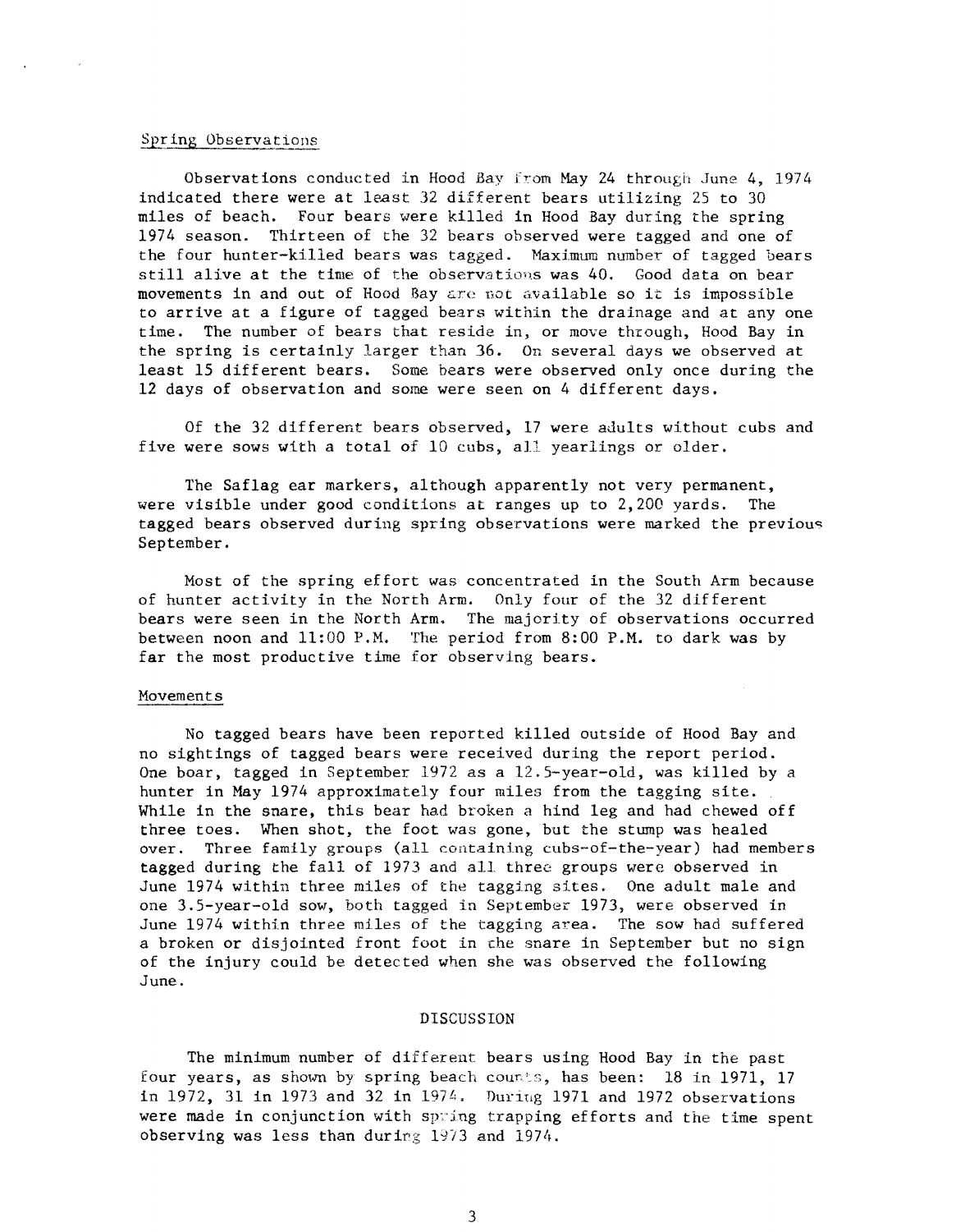## Spring Observations

Observations conducted in Hood Bay from May 24 through June 4, 1974 indicated there were at least 32 different bears utilizing 25 to 30 miles of beach. Four bears were killed in Hood Bay during the spring 1974 season. Thirteen of the 32 bears observed were tagged and one of the four hunter-killed bears was tagged. Maximum number of tagged bears still alive at the time of the observations was 40. Good data on bear movements in and out of Hood Bay are not available so it is impossible to arrive at a figure of tagged bears within the drainage and at any one time. The number of bears that reside in, or move through, Hood Bay in the spring is certainly larger than 36. On several days we observed at least 15 different bears. Some bears were observed only once during the 12 days of observation and some were seen on 4 different days.

Of the 32 different bears observed, 17 were adults without cubs and five were sows with a total of 10 cubs, all yearlings or older.

The Saflag ear markers, although apparently not very permanent, were visible under good conditions at ranges up to 2,200 yards. The tagged bears observed during spring observations were marked the previous September.

Most of the spring effort was concentrated in the South Arm because of hunter activity in the North Arm. Only four of the 32 different bears were seen in the North Arm. The majority of observations occurred between noon and 11:00 P.M. The period from 8:00 P.M. to dark was by far the most productive time for observing bears.

## Movements

No tagged bears have been reported killed outside of Hood Bay and no sightings of tagged bears were received during the report period. One boar, tagged in September 1972 as a 12.5-year-old, was killed by a hunter in May 1974 approximately four miles from the tagging site. While in the snare, this bear had broken a hind leg and had chewed off three toes. When shot, the foot was gone, but the stump was healed over. Three family groups (all containing cubs-of-the-year) had members tagged during the fall of 1973 and all three groups were observed in June 1974 within three miles of the tagging sites. One adult male and one 3.5-year-old sow, both tagged in September 1973, were observed in June 1974 within three miles of the tagging area. The sow had suffered a broken or disjointed front foot in the snare in September but no sign of the injury could be detected when she was observed the following June.

# DISCUSSION

The minimum number of different bears using Hood Bay in the past four years, as shown by spring beach counts, has been: 18 in 1971, 17 in 1972, 31 in 1973 and 32 in 1974. During 1971 and 1972 observations were made in conjunction with spring trapping efforts and the time spent observing was less than during 1973 and 1974.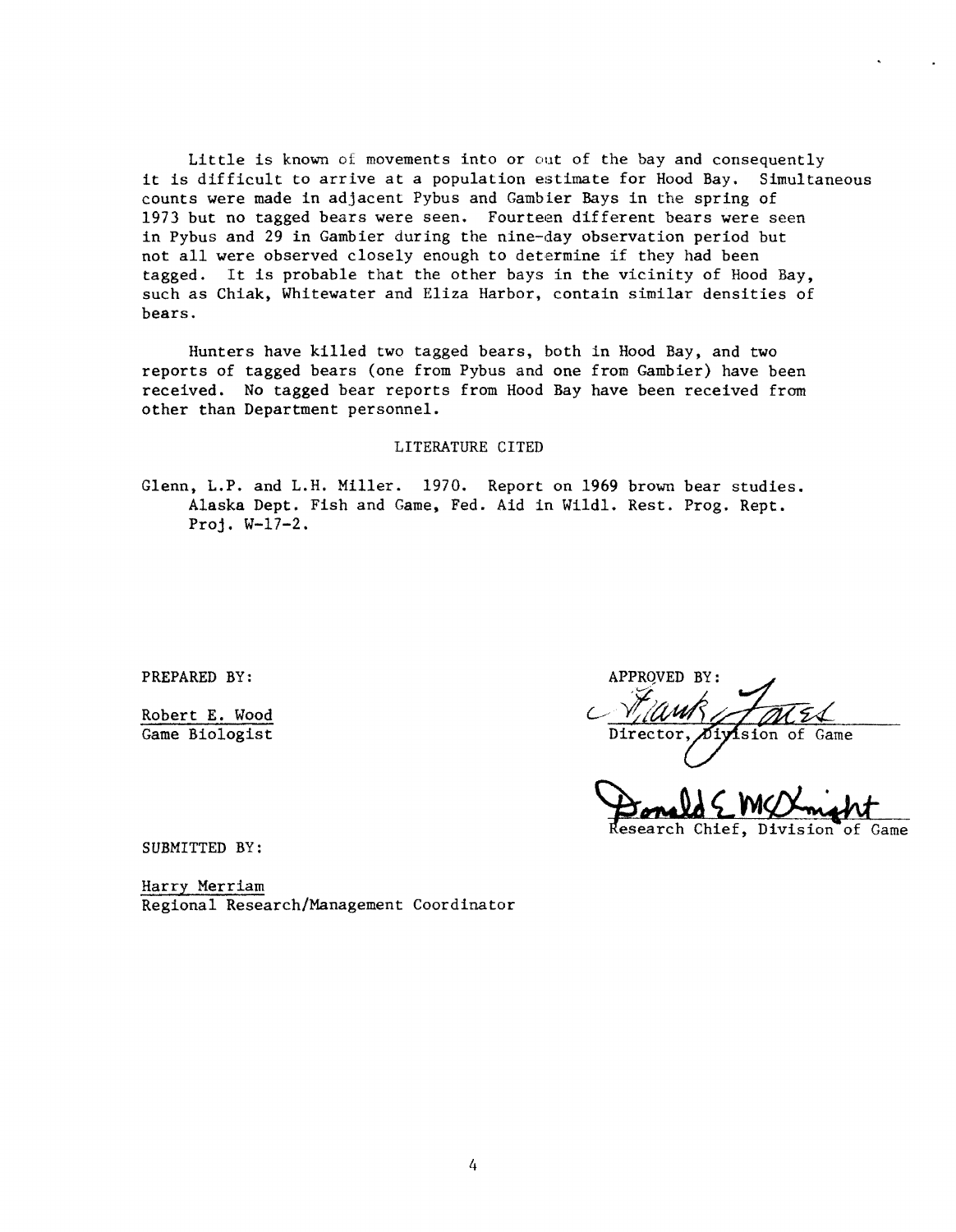Little is known of movements into or out of the bay and consequently it is difficult to arrive at a population estimate for Hood Bay. Simultaneous counts were made in adjacent Pybus and Gambier Bays in the spring of 1973 but no tagged bears were seen. Fourteen different bears were seen in Pybus and 29 in Gambier during the nine-day observation period but not all were observed closely enough to determine if they had been tagged. It is probable that the other bays in the vicinity of Hood Bay, such as Chiak, Whitewater and Eliza Harbor, contain similar densities of bears.

Hunters have killed two tagged bears, both in Hood Bay, and two reports of tagged bears (one from Pybus and one from Gambier) have been received. No tagged bear reports from Hood Bay have been received from other than Department personnel.

## LITERATURE CITED

Glenn, L.P. and L.H. Miller. 1970. Report on 1969 brown bear studies. Alaska Dept. Fish and Game, Fed. Aid in Wildl. Rest. Prog. Rept. Proj. W-17-2.

PREPARED BY:

Robert E. Wood
Game Biologist

APPROVED BY:

Frank Jones
Director, Division of Game

Donald E. McKnight
Research Chief, Division of Game

SUBMITTED BY:

Harry Merriam
Regional Research/Management Coordinator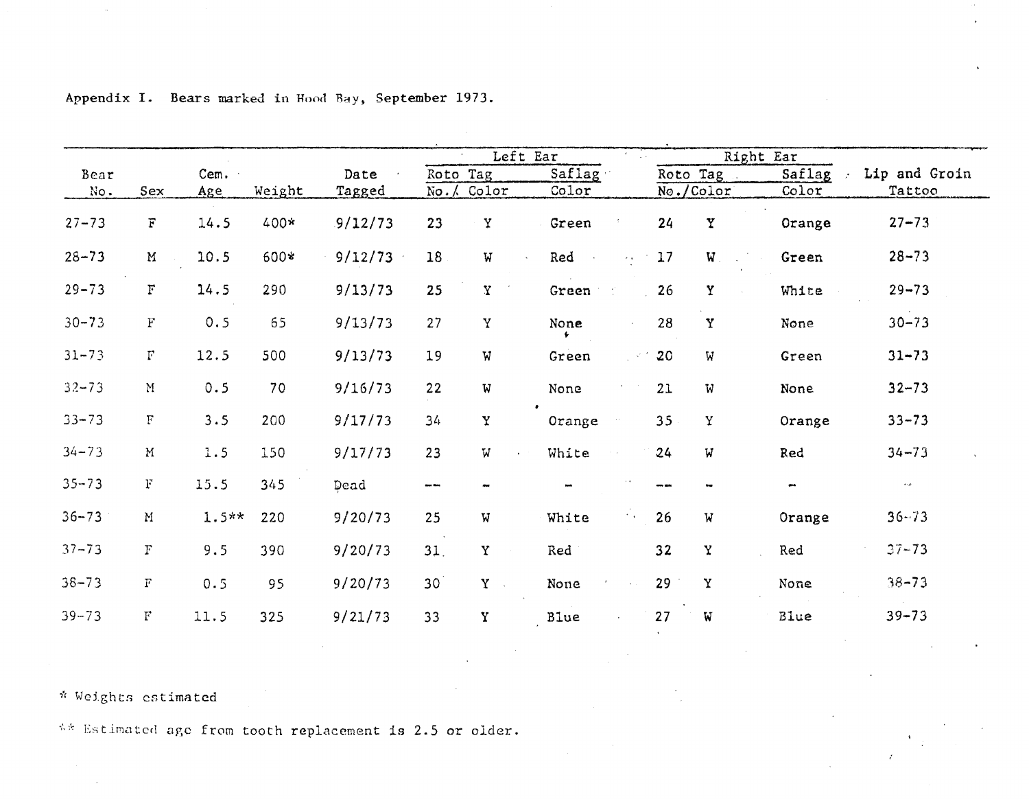Appendix I. Bears marked in Hood Bay, September 1973.

| Bear No. | Sex | Cem. Age | Weight | Date Tagged | Left Ear Roto Tag No. | Left Ear Roto Tag Color | Left Ear Saflag Color | Right Ear Roto Tag No. | Right Ear Roto Tag Color | Right Ear Saflag Color | Lip and Groin Tattoo |
|---|---|---|---|---|---|---|---|---|---|---|---|
| 27-73 | F | 14.5 | 400* | 9/12/73 | 23 | Y | Green | 24 | Y | Orange | 27-73 |
| 28-73 | M | 10.5 | 600* | 9/12/73 | 18 | W | Red | 17 | W | Green | 28-73 |
| 29-73 | F | 14.5 | 290 | 9/13/73 | 25 | Y | Green | 26 | Y | White | 29-73 |
| 30-73 | F | 0.5 | 65 | 9/13/73 | 27 | Y | None | 28 | Y | None | 30-73 |
| 31-73 | F | 12.5 | 500 | 9/13/73 | 19 | W | Green | 20 | W | Green | 31-73 |
| 32-73 | M | 0.5 | 70 | 9/16/73 | 22 | W | None | 21 | W | None | 32-73 |
| 33-73 | F | 3.5 | 200 | 9/17/73 | 34 | Y | Orange | 35 | Y | Orange | 33-73 |
| 34-73 | M | 1.5 | 150 | 9/17/73 | 23 | W | White | 24 | W | Red | 34-73 |
| 35-73 | F | 15.5 | 345 | Dead | -- | - | - | -- | - | - | |
| 36-73 | M | 1.5** | 220 | 9/20/73 | 25 | W | White | 26 | W | Orange | 36-73 |
| 37-73 | F | 9.5 | 390 | 9/20/73 | 31 | Y | Red | 32 | Y | Red | 37-73 |
| 38-73 | F | 0.5 | 95 | 9/20/73 | 30 | Y | None | 29 | Y | None | 38-73 |
| 39-73 | F | 11.5 | 325 | 9/21/73 | 33 | Y | Blue | 27 | W | Blue | 39-73 |

* Weights estimated

** Estimated age from tooth replacement is 2.5 or older.